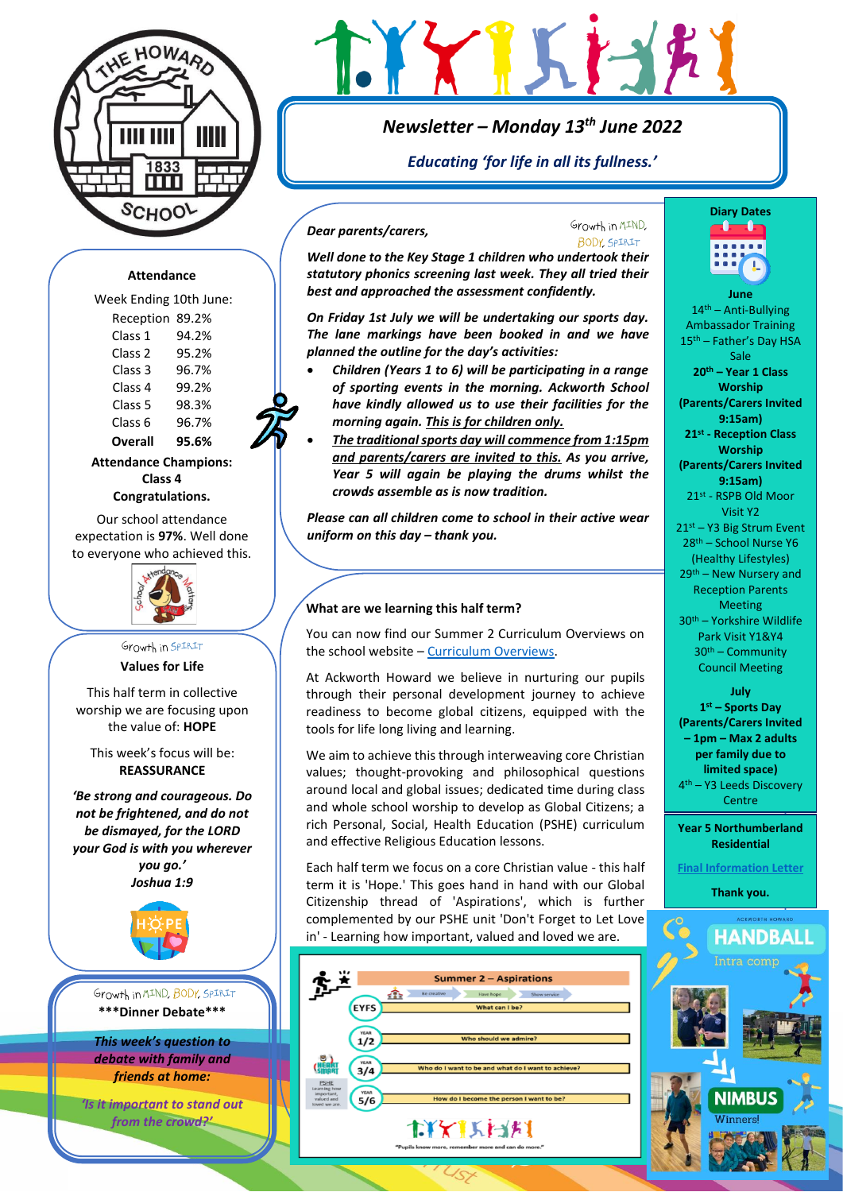# Newsletter – Monday 13th June 2022

*Educating 'for life in all its fullness.'*

Growth in MIND, BODY, SPIRIT

***Dear parents/carers,***

***Well done to the Key Stage 1 children who undertook their statutory phonics screening last week. They all tried their best and approached the assessment confidently.***

***On Friday 1st July we will be undertaking our sports day. The lane markings have been booked in and we have planned the outline for the day's activities:***

- ***Children (Years 1 to 6) will be participating in a range of sporting events in the morning. Ackworth School have kindly allowed us to use their facilities for the morning again. This is for children only.***
- ***The traditional sports day will commence from 1:15pm and parents/carers are invited to this. As you arrive, Year 5 will again be playing the drums whilst the crowds assemble as is now tradition.***

***Please can all children come to school in their active wear uniform on this day – thank you.***

### What are we learning this half term?

You can now find our Summer 2 Curriculum Overviews on the school website – Curriculum Overviews.

At Ackworth Howard we believe in nurturing our pupils through their personal development journey to achieve readiness to become global citizens, equipped with the tools for life long living and learning.

We aim to achieve this through interweaving core Christian values; thought-provoking and philosophical questions around local and global issues; dedicated time during class and whole school worship to develop as Global Citizens; a rich Personal, Social, Health Education (PSHE) curriculum and effective Religious Education lessons.

Each half term we focus on a core Christian value - this half term it is 'Hope.' This goes hand in hand with our Global Citizenship thread of 'Aspirations', which is further complemented by our PSHE unit 'Don't Forget to Let Love in' - Learning how important, valued and loved we are.

**Summer 2 – Aspirations**

Be creative | Have hope | Show service

| | |
|---|---|
| EYFS | What can I be? |
| Year 1/2 | Who should we admire? |
| Year 3/4 | Who do I want to be and what do I want to achieve? |
| Year 5/6 | How do I become the person I want to be? |

PSHE: Learning how important, valued and loved we are.

"Pupils know more, remember more and can do more."

## Attendance

Week Ending 10th June:

| | |
|---|---|
| Reception | 89.2% |
| Class 1 | 94.2% |
| Class 2 | 95.2% |
| Class 3 | 96.7% |
| Class 4 | 99.2% |
| Class 5 | 98.3% |
| Class 6 | 96.7% |
| **Overall** | **95.6%** |

**Attendance Champions: Class 4**
**Congratulations.**

Our school attendance expectation is **97%**. Well done to everyone who achieved this.

Growth in SPIRIT

**Values for Life**

This half term in collective worship we are focusing upon the value of: **HOPE**

This week's focus will be: **REASSURANCE**

***'Be strong and courageous. Do not be frightened, and do not be dismayed, for the LORD your God is with you wherever you go.'***
***Joshua 1:9***

Growth in MIND, BODY, SPIRIT

**\*\*\*Dinner Debate\*\*\***

***This week's question to debate with family and friends at home:***

***'Is it important to stand out from the crowd?'***

## Diary Dates

**June**

14th – Anti-Bullying Ambassador Training
15th – Father's Day HSA Sale
**20th – Year 1 Class Worship (Parents/Carers Invited 9:15am)**
**21st - Reception Class Worship (Parents/Carers Invited 9:15am)**
21st - RSPB Old Moor Visit Y2
21st – Y3 Big Strum Event
28th – School Nurse Y6 (Healthy Lifestyles)
29th – New Nursery and Reception Parents Meeting
30th – Yorkshire Wildlife Park Visit Y1&Y4
30th – Community Council Meeting

**July**

**1st – Sports Day (Parents/Carers Invited – 1pm – Max 2 adults per family due to limited space)**
4th – Y3 Leeds Discovery Centre

**Year 5 Northumberland Residential**

Final Information Letter

**Thank you.**

ACKWORTH HOWARD HANDBALL Intra comp

NIMBUS Winners!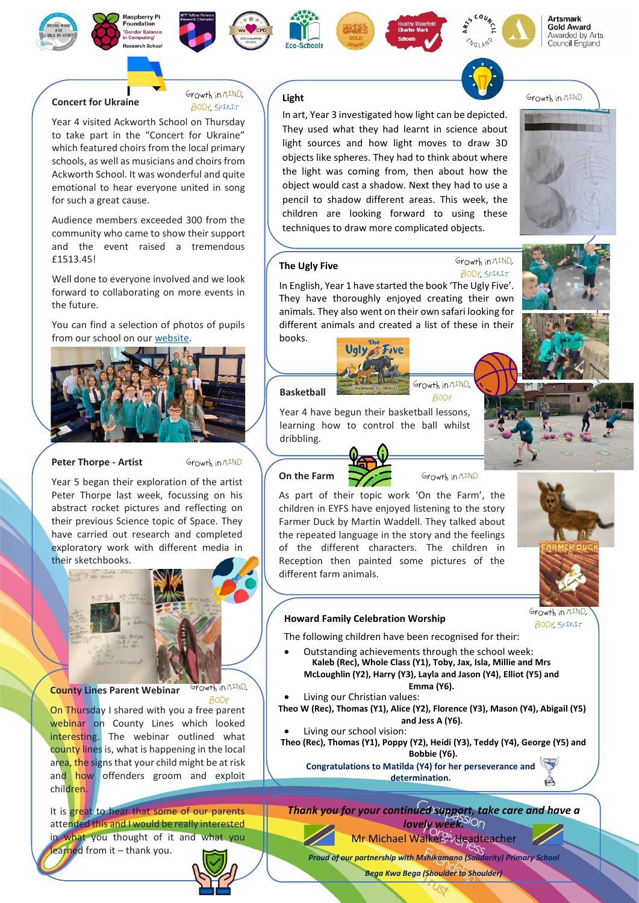Raspberry Pi Foundation 'Gender Balance in Computing' Research School

Healthy Wakefield Charter Mark Schools

Artsmark Gold Award Awarded by Arts Council England

### Concert for Ukraine

Growth in MIND, BODY, SPIRIT

Year 4 visited Ackworth School on Thursday to take part in the "Concert for Ukraine" which featured choirs from the local primary schools, as well as musicians and choirs from Ackworth School. It was wonderful and quite emotional to hear everyone united in song for such a great cause.

Audience members exceeded 300 from the community who came to show their support and the event raised a tremendous £1513.45!

Well done to everyone involved and we look forward to collaborating on more events in the future.

You can find a selection of photos of pupils from our school on our website.

### Peter Thorpe - Artist

Growth in MIND

Year 5 began their exploration of the artist Peter Thorpe last week, focussing on his abstract rocket pictures and reflecting on their previous Science topic of Space. They have carried out research and completed exploratory work with different media in their sketchbooks.

### County Lines Parent Webinar

Growth in MIND, BODY

On Thursday I shared with you a free parent webinar on County Lines which looked interesting. The webinar outlined what county lines is, what is happening in the local area, the signs that your child might be at risk and how offenders groom and exploit children.

It is great to hear that some of our parents attended this and I would be really interested in what you thought of it and what you learned from it – thank you.

### Light

Growth in MIND

In art, Year 3 investigated how light can be depicted. They used what they had learnt in science about light sources and how light moves to draw 3D objects like spheres. They had to think about where the light was coming from, then about how the object would cast a shadow. Next they had to use a pencil to shadow different areas. This week, the children are looking forward to using these techniques to draw more complicated objects.

### The Ugly Five

Growth in MIND, BODY, SPIRIT

In English, Year 1 have started the book 'The Ugly Five'. They have thoroughly enjoyed creating their own animals. They also went on their own safari looking for different animals and created a list of these in their books.

### Basketball

Growth in MIND, BODY

Year 4 have begun their basketball lessons, learning how to control the ball whilst dribbling.

### On the Farm

Growth in MIND

As part of their topic work 'On the Farm', the children in EYFS have enjoyed listening to the story Farmer Duck by Martin Waddell. They talked about the repeated language in the story and the feelings of the different characters. The children in Reception then painted some pictures of the different farm animals.

### Howard Family Celebration Worship

Growth in MIND, BODY, SPIRIT

The following children have been recognised for their:

- Outstanding achievements through the school week:
  **Kaleb (Rec), Whole Class (Y1), Toby, Jax, Isla, Millie and Mrs McLoughlin (Y2), Harry (Y3), Layla and Jason (Y4), Elliot (Y5) and Emma (Y6).**
- Living our Christian values:
  **Theo W (Rec), Thomas (Y1), Alice (Y2), Florence (Y3), Mason (Y4), Abigail (Y5) and Jess A (Y6).**
- Living our school vision:
  **Theo (Rec), Thomas (Y1), Poppy (Y2), Heidi (Y3), Teddy (Y4), George (Y5) and Bobbie (Y6).**

**Congratulations to Matilda (Y4) for her perseverance and determination.**

***Thank you for your continued support, take care and have a lovely week.***

Mr Michael Walker, Headteacher

***Proud of our partnership with Mshikamano (Solidarity) Primary School***

***Bega Kwa Bega (Shoulder to Shoulder)***

Compassion Forgiveness Friendship Trust